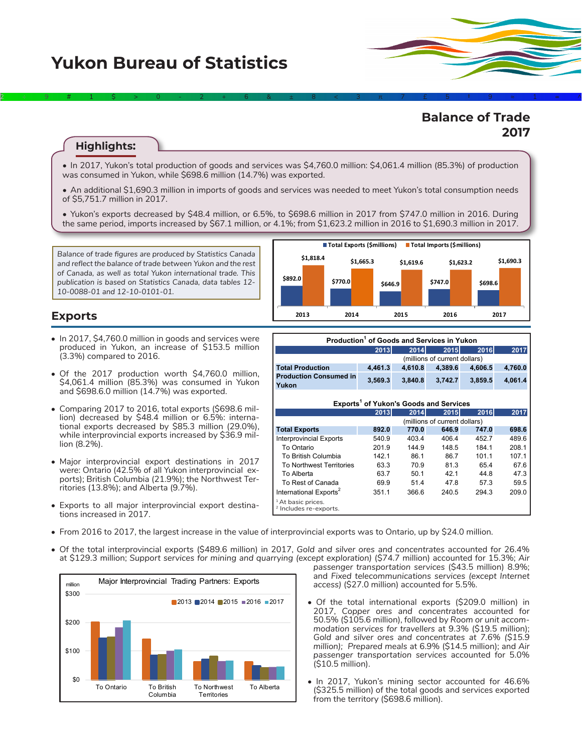# Yukon Bureau of Statistics

## Balance of Trade 2017

### Highlights:

- In 2017, Yukon's total production of goods and services was $4,760.0 million: $4,061.4 million (85.3%) of production was consumed in Yukon, while $698.6 million (14.7%) was exported.
- An additional $1,690.3 million in imports of goods and services was needed to meet Yukon's total consumption needs of $5,751.7 million in 2017.
- Yukon's exports decreased by $48.4 million, or 6.5%, to $698.6 million in 2017 from $747.0 million in 2016. During the same period, imports increased by $67.1 million, or 4.1%; from $1,623.2 million in 2016 to $1,690.3 million in 2017.

*Balance of trade figures are produced by Statistics Canada and reflect the balance of trade between Yukon and the rest of Canada, as well as total Yukon international trade. This publication is based on Statistics Canada, data tables 12-10-0088-01 and 12-10-0101-01.*

| | Total Exports ($millions) | Total Imports ($millions) |
|---|---|---|
| 2013 | $892.0 | $1,818.4 |
| 2014 | $770.0 | $1,665.3 |
| 2015 | $646.9 | $1,619.6 |
| 2016 | $747.0 | $1,623.2 |
| 2017 | $698.6 | $1,690.3 |

## Exports

- In 2017, $4,760.0 million in goods and services were produced in Yukon, an increase of $153.5 million (3.3%) compared to 2016.
- Of the 2017 production worth $4,760.0 million, $4,061.4 million (85.3%) was consumed in Yukon and $698.6 million (14.7%) was exported.
- Comparing 2017 to 2016, total exports ($698.6 million) decreased by $48.4 million or 6.5%: international exports decreased by $85.3 million (29.0%), while interprovincial exports increased by $36.9 million (8.2%).
- Major interprovincial export destinations in 2017 were: Ontario (42.5% of all Yukon interprovincial exports); British Columbia (21.9%); the Northwest Territories (13.8%); and Alberta (9.7%).
- Exports to all major interprovincial export destinations increased in 2017.

**Production[1] of Goods and Services in Yukon**

| | 2013 | 2014 | 2015 | 2016 | 2017 |
|---|---|---|---|---|---|
| | (millions of current dollars) | | | | |
| **Total Production** | 4,461.3 | 4,610.8 | 4,389.6 | 4,606.5 | 4,760.0 |
| **Production Consumed in Yukon** | 3,569.3 | 3,840.8 | 3,742.7 | 3,859.5 | 4,061.4 |

**Exports[1] of Yukon's Goods and Services**

| | 2013 | 2014 | 2015 | 2016 | 2017 |
|---|---|---|---|---|---|
| | (millions of current dollars) | | | | |
| **Total Exports** | 892.0 | 770.0 | 646.9 | 747.0 | 698.6 |
| Interprovincial Exports | 540.9 | 403.4 | 406.4 | 452.7 | 489.6 |
| To Ontario | 201.9 | 144.9 | 148.5 | 184.1 | 208.1 |
| To British Columbia | 142.1 | 86.1 | 86.7 | 101.1 | 107.1 |
| To Northwest Territories | 63.3 | 70.9 | 81.3 | 65.4 | 67.6 |
| To Alberta | 63.7 | 50.1 | 42.1 | 44.8 | 47.3 |
| To Rest of Canada | 69.9 | 51.4 | 47.8 | 57.3 | 59.5 |
| International Exports[2] | 351.1 | 366.6 | 240.5 | 294.3 | 209.0 |

[1] At basic prices.
[2] Includes re-exports.

- From 2016 to 2017, the largest increase in the value of interprovincial exports was to Ontario, up by $24.0 million.
- Of the total interprovincial exports ($489.6 million) in 2017, *Gold and silver ores and concentrates* accounted for 26.4% at $129.3 million; *Support services for mining and quarrying (except exploration)* ($74.7 million) accounted for 15.3%; *Air passenger transportation services* ($43.5 million) 8.9%; and *Fixed telecommunications services (except Internet access)* ($27.0 million) accounted for 5.5%.

**Major Interprovincial Trading Partners: Exports** (million)

| | 2013 | 2014 | 2015 | 2016 | 2017 |
|---|---|---|---|---|---|
| To Ontario | 201.9 | 144.9 | 148.5 | 184.1 | 208.1 |
| To British Columbia | 142.1 | 86.1 | 86.7 | 101.1 | 107.1 |
| To Northwest Territories | 63.3 | 70.9 | 81.3 | 65.4 | 67.6 |
| To Alberta | 63.7 | 50.1 | 42.1 | 44.8 | 47.3 |

- Of the total international exports ($209.0 million) in 2017, *Copper ores and concentrates* accounted for 50.5% ($105.6 million), followed by *Room or unit accommodation services for travellers* at 9.3% ($19.5 million); *Gold and silver ores and concentrates* at 7.6% ($15.9 million); *Prepared meals* at 6.9% ($14.5 million); and *Air passenger transportation services* accounted for 5.0% ($10.5 million).
- In 2017, Yukon's mining sector accounted for 46.6% ($325.5 million) of the total goods and services exported from the territory ($698.6 million).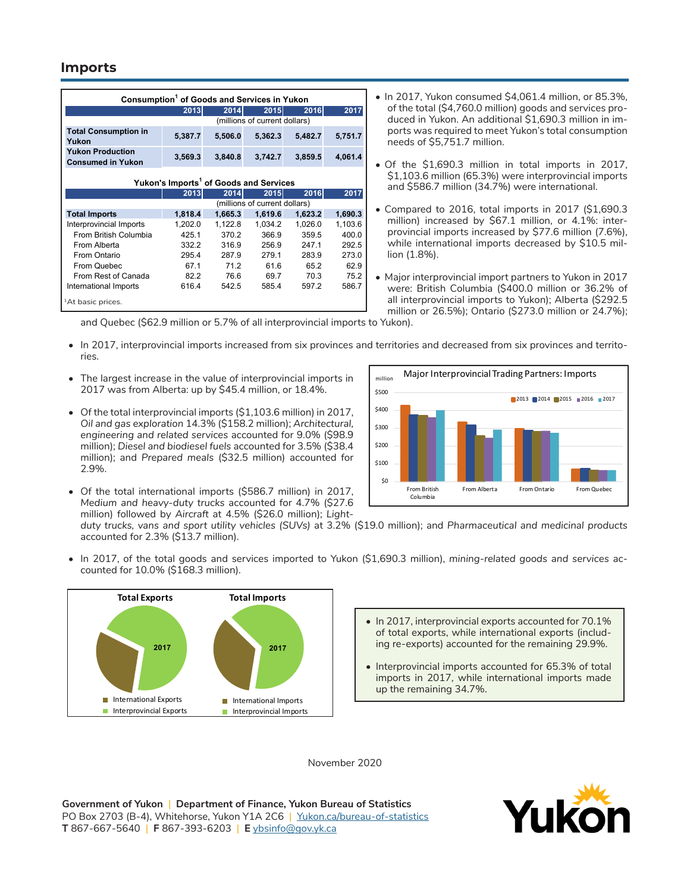## Imports

**Consumption[1] of Goods and Services in Yukon**

| | 2013 | 2014 | 2015 | 2016 | 2017 |
|---|---|---|---|---|---|
| | (millions of current dollars) | | | | |
| **Total Consumption in Yukon** | 5,387.7 | 5,506.0 | 5,362.3 | 5,482.7 | 5,751.7 |
| **Yukon Production Consumed in Yukon** | 3,569.3 | 3,840.8 | 3,742.7 | 3,859.5 | 4,061.4 |

**Yukon's Imports[1] of Goods and Services**

| | 2013 | 2014 | 2015 | 2016 | 2017 |
|---|---|---|---|---|---|
| | (millions of current dollars) | | | | |
| **Total Imports** | **1,818.4** | **1,665.3** | **1,619.6** | **1,623.2** | **1,690.3** |
| Interprovincial Imports | 1,202.0 | 1,122.8 | 1,034.2 | 1,026.0 | 1,103.6 |
| From British Columbia | 425.1 | 370.2 | 366.9 | 359.5 | 400.0 |
| From Alberta | 332.2 | 316.9 | 256.9 | 247.1 | 292.5 |
| From Ontario | 295.4 | 287.9 | 279.1 | 283.9 | 273.0 |
| From Quebec | 67.1 | 71.2 | 61.6 | 65.2 | 62.9 |
| From Rest of Canada | 82.2 | 76.6 | 69.7 | 70.3 | 75.2 |
| International Imports | 616.4 | 542.5 | 585.4 | 597.2 | 586.7 |

[1]At basic prices.

- In 2017, Yukon consumed $4,061.4 million, or 85.3%, of the total ($4,760.0 million) goods and services produced in Yukon. An additional $1,690.3 million in imports was required to meet Yukon's total consumption needs of $5,751.7 million.
- Of the $1,690.3 million in total imports in 2017, $1,103.6 million (65.3%) were interprovincial imports and $586.7 million (34.7%) were international.
- Compared to 2016, total imports in 2017 ($1,690.3 million) increased by $67.1 million, or 4.1%: interprovincial imports increased by $77.6 million (7.6%), while international imports decreased by $10.5 million (1.8%).
- Major interprovincial import partners to Yukon in 2017 were: British Columbia ($400.0 million or 36.2% of all interprovincial imports to Yukon); Alberta ($292.5 million or 26.5%); Ontario ($273.0 million or 24.7%); and Quebec ($62.9 million or 5.7% of all interprovincial imports to Yukon).
- In 2017, interprovincial imports increased from six provinces and territories and decreased from six provinces and territories.
- The largest increase in the value of interprovincial imports in 2017 was from Alberta: up by $45.4 million, or 18.4%.
- Of the total interprovincial imports ($1,103.6 million) in 2017, *Oil and gas exploration* 14.3% ($158.2 million); *Architectural, engineering and related services* accounted for 9.0% ($98.9 million); *Diesel and biodiesel fuels* accounted for 3.5% ($38.4 million); and *Prepared meals* ($32.5 million) accounted for 2.9%.
- Of the total international imports ($586.7 million) in 2017, *Medium and heavy-duty trucks* accounted for 4.7% ($27.6 million) followed by *Aircraft* at 4.5% ($26.0 million); *Light-duty trucks, vans and sport utility vehicles (SUVs)* at 3.2% ($19.0 million); and *Pharmaceutical and medicinal products* accounted for 2.3% ($13.7 million).
- In 2017, of the total goods and services imported to Yukon ($1,690.3 million), *mining-related goods and services* accounted for 10.0% ($168.3 million).

Major Interprovincial Trading Partners: Imports

million

$500
$400
$300
$200
$100
$0

2013 2014 2015 2016 2017

From British Columbia
From Alberta
From Ontario
From Quebec

Total Exports

2017

International Exports
Interprovincial Exports

Total Imports

2017

International Imports
Interprovincial Imports

- In 2017, interprovincial exports accounted for 70.1% of total exports, while international exports (including re-exports) accounted for the remaining 29.9%.
- Interprovincial imports accounted for 65.3% of total imports in 2017, while international imports made up the remaining 34.7%.

November 2020

**Government of Yukon | Department of Finance, Yukon Bureau of Statistics**
PO Box 2703 (B-4), Whitehorse, Yukon Y1A 2C6 | Yukon.ca/bureau-of-statistics
**T** 867-667-5640 | **F** 867-393-6203 | **E** ybsinfo@gov.yk.ca